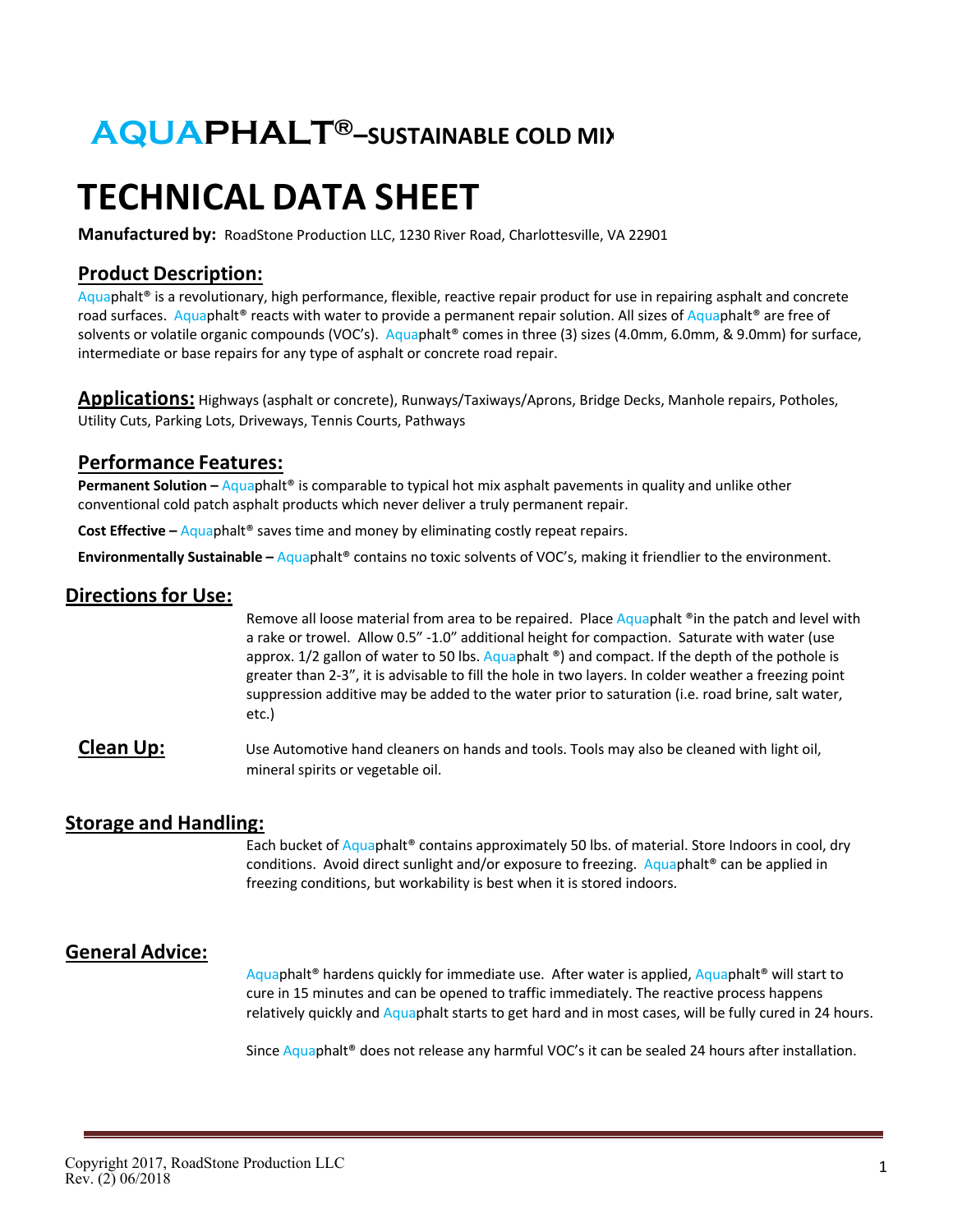# AQUAPHALT®–SUSTAINABLE COLD MIX

# TECHNICAL DATA SHEET

**Manufactured by:** RoadStone Production LLC, 1230 River Road, Charlottesville, VA 22901

## Product Description:

Aquaphalt® is a revolutionary, high performance, flexible, reactive repair product for use in repairing asphalt and concrete road surfaces. Aquaphalt® reacts with water to provide a permanent repair solution. All sizes of Aquaphalt® are free of solvents or volatile organic compounds (VOC's). Aquaphalt® comes in three (3) sizes (4.0mm, 6.0mm, & 9.0mm) for surface, intermediate or base repairs for any type of asphalt or concrete road repair.

## Applications:

Highways (asphalt or concrete), Runways/Taxiways/Aprons, Bridge Decks, Manhole repairs, Potholes, Utility Cuts, Parking Lots, Driveways, Tennis Courts, Pathways

## Performance Features:

**Permanent Solution –** Aquaphalt® is comparable to typical hot mix asphalt pavements in quality and unlike other conventional cold patch asphalt products which never deliver a truly permanent repair.

**Cost Effective –** Aquaphalt® saves time and money by eliminating costly repeat repairs.

**Environmentally Sustainable –** Aquaphalt® contains no toxic solvents of VOC's, making it friendlier to the environment.

## Directions for Use:

Remove all loose material from area to be repaired. Place Aquaphalt ®in the patch and level with a rake or trowel. Allow 0.5" -1.0" additional height for compaction. Saturate with water (use approx. 1/2 gallon of water to 50 lbs. Aquaphalt ®) and compact. If the depth of the pothole is greater than 2-3", it is advisable to fill the hole in two layers. In colder weather a freezing point suppression additive may be added to the water prior to saturation (i.e. road brine, salt water, etc.)

## Clean Up:

Use Automotive hand cleaners on hands and tools. Tools may also be cleaned with light oil, mineral spirits or vegetable oil.

## Storage and Handling:

Each bucket of Aquaphalt® contains approximately 50 lbs. of material. Store Indoors in cool, dry conditions. Avoid direct sunlight and/or exposure to freezing. Aquaphalt® can be applied in freezing conditions, but workability is best when it is stored indoors.

## General Advice:

Aquaphalt® hardens quickly for immediate use. After water is applied, Aquaphalt® will start to cure in 15 minutes and can be opened to traffic immediately. The reactive process happens relatively quickly and Aquaphalt starts to get hard and in most cases, will be fully cured in 24 hours.

Since Aquaphalt® does not release any harmful VOC's it can be sealed 24 hours after installation.

Copyright 2017, RoadStone Production LLC
Rev. (2) 06/2018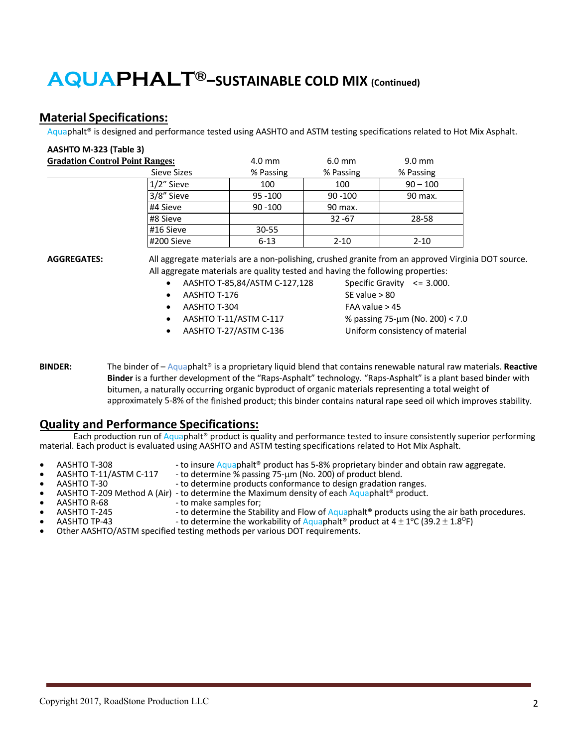# AQUAPHALT®–SUSTAINABLE COLD MIX (Continued)

## Material Specifications:

Aquaphalt® is designed and performance tested using AASHTO and ASTM testing specifications related to Hot Mix Asphalt.

**AASHTO M-323 (Table 3)**

**Gradation Control Point Ranges:**

| Sieve Sizes | 4.0 mm % Passing | 6.0 mm % Passing | 9.0 mm % Passing |
|---|---|---|---|
| 1/2" Sieve | 100 | 100 | 90 – 100 |
| 3/8" Sieve | 95 -100 | 90 -100 | 90 max. |
| #4 Sieve | 90 -100 | 90 max. | |
| #8 Sieve | | 32 -67 | 28-58 |
| #16 Sieve | 30-55 | | |
| #200 Sieve | 6-13 | 2-10 | 2-10 |

**AGGREGATES:** All aggregate materials are a non-polishing, crushed granite from an approved Virginia DOT source. All aggregate materials are quality tested and having the following properties:

- AASHTO T-85,84/ASTM C-127,128 — Specific Gravity <= 3.000.
- AASHTO T-176 — SE value > 80
- AASHTO T-304 — FAA value > 45
- AASHTO T-11/ASTM C-117 — % passing 75-µm (No. 200) < 7.0
- AASHTO T-27/ASTM C-136 — Uniform consistency of material

**BINDER:** The binder of – Aquaphalt® is a proprietary liquid blend that contains renewable natural raw materials. **Reactive Binder** is a further development of the "Raps-Asphalt" technology. "Raps-Asphalt" is a plant based binder with bitumen, a naturally occurring organic byproduct of organic materials representing a total weight of approximately 5-8% of the finished product; this binder contains natural rape seed oil which improves stability.

## Quality and Performance Specifications:

Each production run of Aquaphalt® product is quality and performance tested to insure consistently superior performing material. Each product is evaluated using AASHTO and ASTM testing specifications related to Hot Mix Asphalt.

- AASHTO T-308 - to insure Aquaphalt® product has 5-8% proprietary binder and obtain raw aggregate.
- AASHTO T-11/ASTM C-117 - to determine % passing 75-µm (No. 200) of product blend.
- AASHTO T-30 - to determine products conformance to design gradation ranges.
- AASHTO T-209 Method A (Air) - to determine the Maximum density of each Aquaphalt® product.
- AASHTO R-68 - to make samples for;
- AASHTO T-245 - to determine the Stability and Flow of Aquaphalt® products using the air bath procedures.
- AASHTO TP-43 - to determine the workability of Aquaphalt® product at $4 \pm 1^{o}C$ ($39.2 \pm 1.8^{O}F$)
- Other AASHTO/ASTM specified testing methods per various DOT requirements.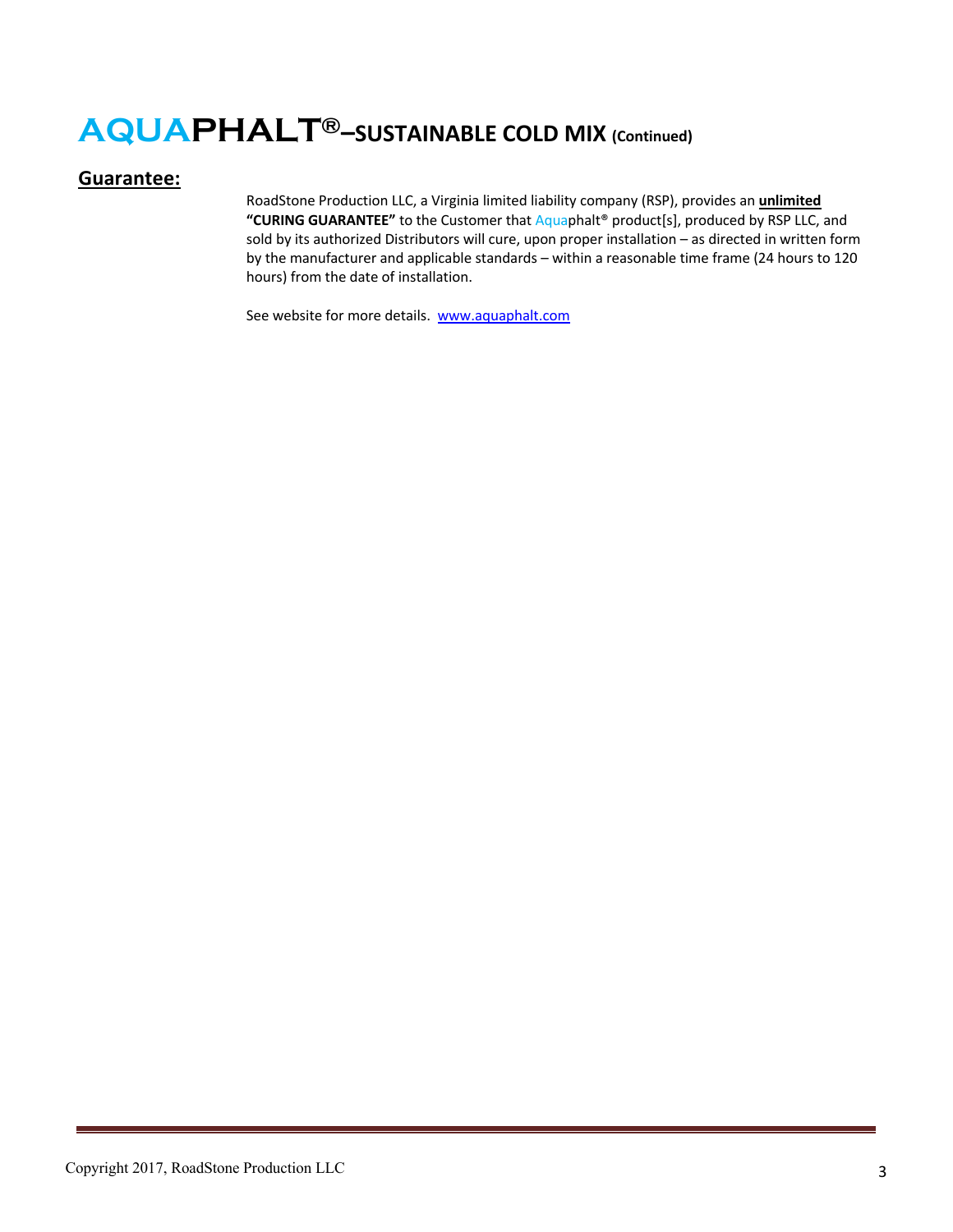# AQUAPHALT®–SUSTAINABLE COLD MIX (Continued)

## Guarantee:

RoadStone Production LLC, a Virginia limited liability company (RSP), provides an **unlimited** **"CURING GUARANTEE"** to the Customer that Aquaphalt® product[s], produced by RSP LLC, and sold by its authorized Distributors will cure, upon proper installation – as directed in written form by the manufacturer and applicable standards – within a reasonable time frame (24 hours to 120 hours) from the date of installation.

See website for more details. www.aquaphalt.com

Copyright 2017, RoadStone Production LLC